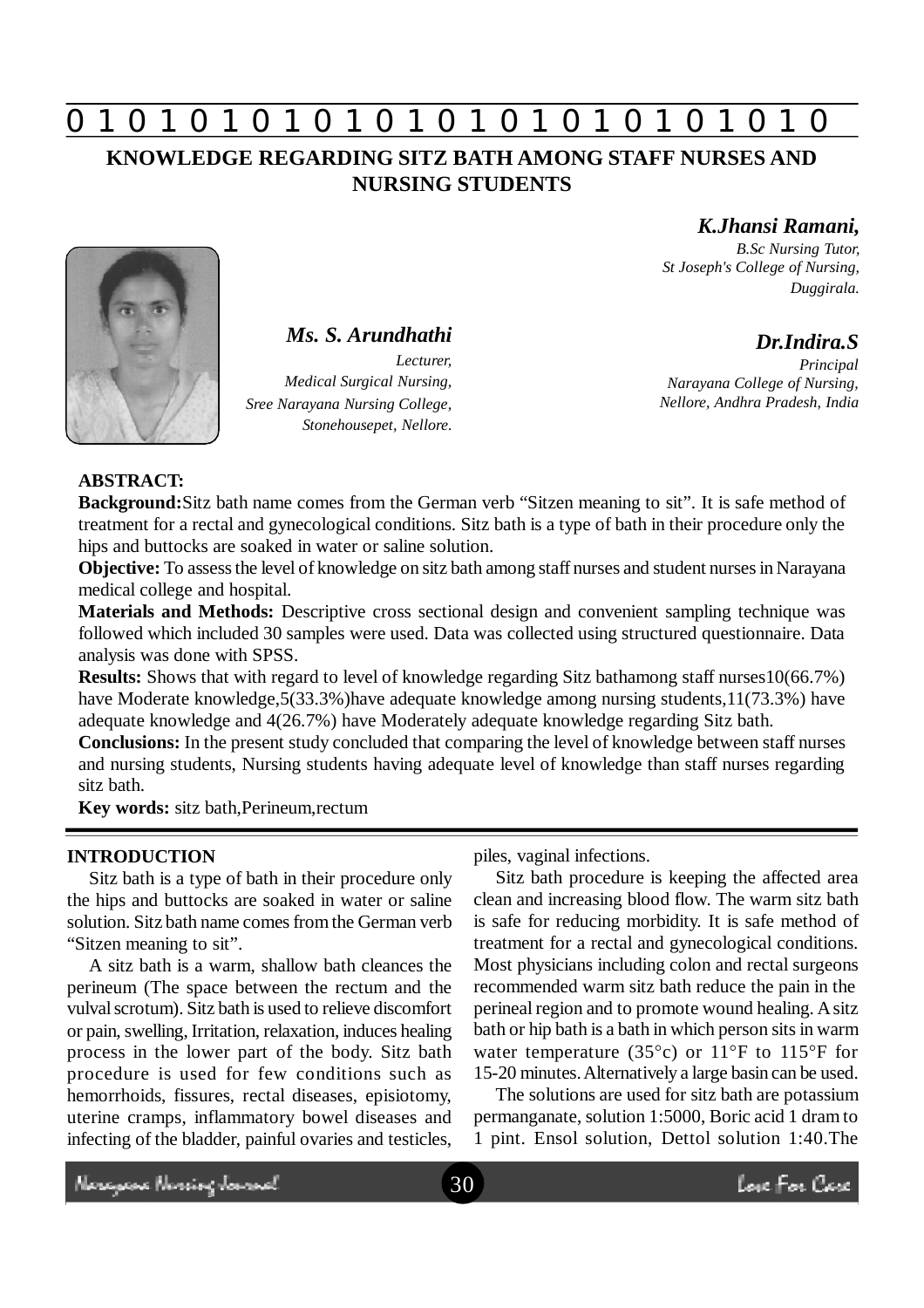# KNOWLEDGE REGARDING SITZ BATH AMONG STAFF NURSES AND NURSING STUDENTS

***K.Jhansi Ramani,***
*B.Sc Nursing Tutor,*
*St Joseph's College of Nursing,*
*Duggirala.*

***Ms. S. Arundhathi***
*Lecturer,*
*Medical Surgical Nursing,*
*Sree Narayana Nursing College,*
*Stonehousepet, Nellore.*

***Dr.Indira.S***
*Principal*
*Narayana College of Nursing,*
*Nellore, Andhra Pradesh, India*

**ABSTRACT:**

**Background:**Sitz bath name comes from the German verb "Sitzen meaning to sit". It is safe method of treatment for a rectal and gynecological conditions. Sitz bath is a type of bath in their procedure only the hips and buttocks are soaked in water or saline solution.

**Objective:** To assess the level of knowledge on sitz bath among staff nurses and student nurses in Narayana medical college and hospital.

**Materials and Methods:** Descriptive cross sectional design and convenient sampling technique was followed which included 30 samples were used. Data was collected using structured questionnaire. Data analysis was done with SPSS.

**Results:** Shows that with regard to level of knowledge regarding Sitz bathamong staff nurses10(66.7%) have Moderate knowledge,5(33.3%)have adequate knowledge among nursing students,11(73.3%) have adequate knowledge and 4(26.7%) have Moderately adequate knowledge regarding Sitz bath.

**Conclusions:** In the present study concluded that comparing the level of knowledge between staff nurses and nursing students, Nursing students having adequate level of knowledge than staff nurses regarding sitz bath.

**Key words:** sitz bath,Perineum,rectum

## INTRODUCTION

Sitz bath is a type of bath in their procedure only the hips and buttocks are soaked in water or saline solution. Sitz bath name comes from the German verb "Sitzen meaning to sit".

A sitz bath is a warm, shallow bath cleances the perineum (The space between the rectum and the vulval scrotum). Sitz bath is used to relieve discomfort or pain, swelling, Irritation, relaxation, induces healing process in the lower part of the body. Sitz bath procedure is used for few conditions such as hemorrhoids, fissures, rectal diseases, episiotomy, uterine cramps, inflammatory bowel diseases and infecting of the bladder, painful ovaries and testicles, piles, vaginal infections.

Sitz bath procedure is keeping the affected area clean and increasing blood flow. The warm sitz bath is safe for reducing morbidity. It is safe method of treatment for a rectal and gynecological conditions. Most physicians including colon and rectal surgeons recommended warm sitz bath reduce the pain in the perineal region and to promote wound healing. A sitz bath or hip bath is a bath in which person sits in warm water temperature (35°c) or 11°F to 115°F for 15-20 minutes. Alternatively a large basin can be used.

The solutions are used for sitz bath are potassium permanganate, solution 1:5000, Boric acid 1 dram to 1 pint. Ensol solution, Dettol solution 1:40.The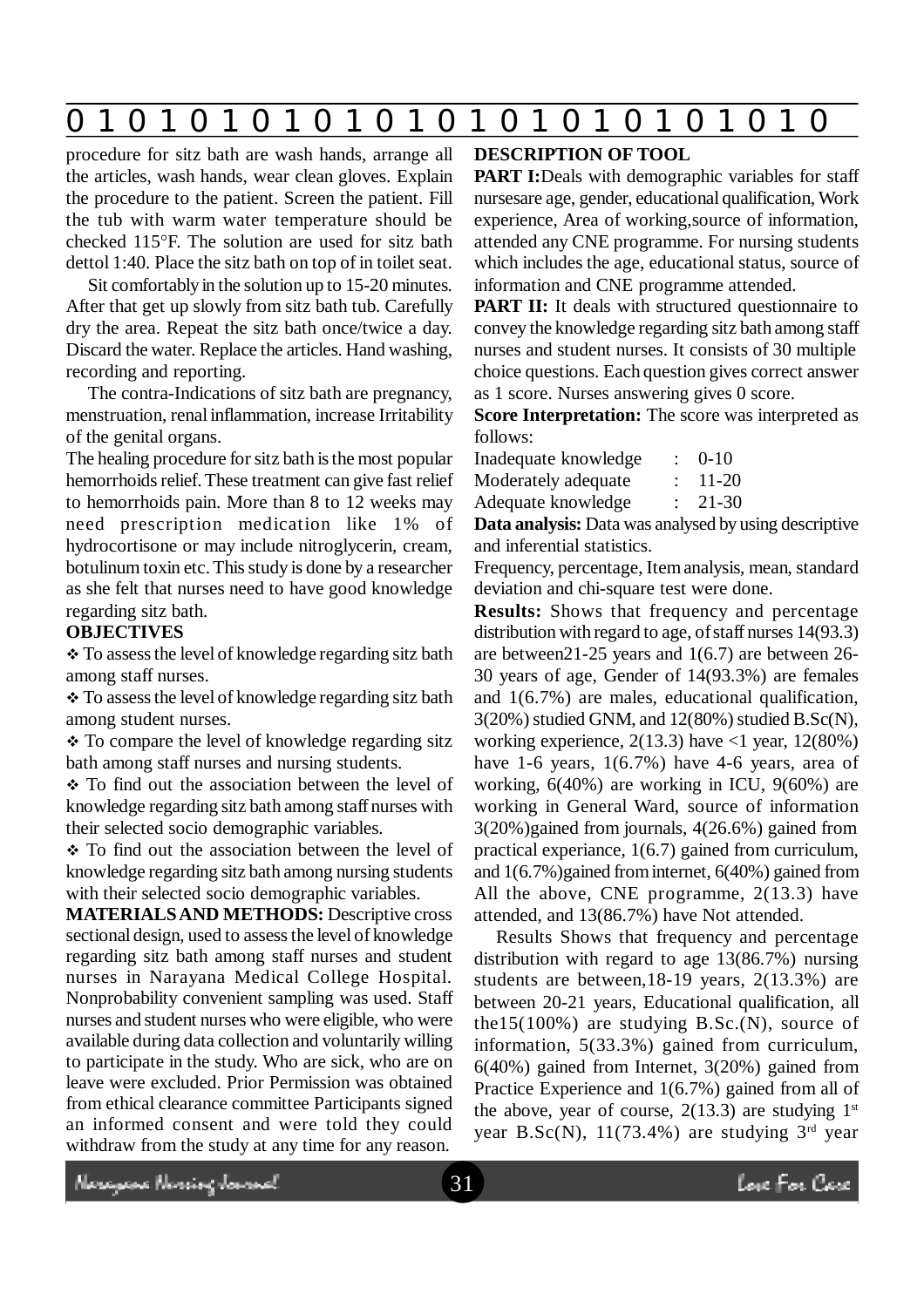procedure for sitz bath are wash hands, arrange all the articles, wash hands, wear clean gloves. Explain the procedure to the patient. Screen the patient. Fill the tub with warm water temperature should be checked 115°F. The solution are used for sitz bath dettol 1:40. Place the sitz bath on top of in toilet seat.

Sit comfortably in the solution up to 15-20 minutes. After that get up slowly from sitz bath tub. Carefully dry the area. Repeat the sitz bath once/twice a day. Discard the water. Replace the articles. Hand washing, recording and reporting.

The contra-Indications of sitz bath are pregnancy, menstruation, renal inflammation, increase Irritability of the genital organs.

The healing procedure for sitz bath is the most popular hemorrhoids relief. These treatment can give fast relief to hemorrhoids pain. More than 8 to 12 weeks may need prescription medication like 1% of hydrocortisone or may include nitroglycerin, cream, botulinum toxin etc. This study is done by a researcher as she felt that nurses need to have good knowledge regarding sitz bath.

**OBJECTIVES**

- To assess the level of knowledge regarding sitz bath among staff nurses.
- To assess the level of knowledge regarding sitz bath among student nurses.
- To compare the level of knowledge regarding sitz bath among staff nurses and nursing students.
- To find out the association between the level of knowledge regarding sitz bath among staff nurses with their selected socio demographic variables.
- To find out the association between the level of knowledge regarding sitz bath among nursing students with their selected socio demographic variables.

**MATERIALS AND METHODS:** Descriptive cross sectional design, used to assess the level of knowledge regarding sitz bath among staff nurses and student nurses in Narayana Medical College Hospital. Nonprobability convenient sampling was used. Staff nurses and student nurses who were eligible, who were available during data collection and voluntarily willing to participate in the study. Who are sick, who are on leave were excluded. Prior Permission was obtained from ethical clearance committee Participants signed an informed consent and were told they could withdraw from the study at any time for any reason.

**DESCRIPTION OF TOOL**

**PART I:** Deals with demographic variables for staff nursesare age, gender, educational qualification, Work experience, Area of working, source of information, attended any CNE programme. For nursing students which includes the age, educational status, source of information and CNE programme attended.

**PART II:** It deals with structured questionnaire to convey the knowledge regarding sitz bath among staff nurses and student nurses. It consists of 30 multiple choice questions. Each question gives correct answer as 1 score. Nurses answering gives 0 score.

**Score Interpretation:** The score was interpreted as follows:

| | | |
|---|---|---|
| Inadequate knowledge | : | 0-10 |
| Moderately adequate | : | 11-20 |
| Adequate knowledge | : | 21-30 |

**Data analysis:** Data was analysed by using descriptive and inferential statistics.

Frequency, percentage, Item analysis, mean, standard deviation and chi-square test were done.

**Results:** Shows that frequency and percentage distribution with regard to age, of staff nurses 14(93.3) are between21-25 years and 1(6.7) are between 26-30 years of age, Gender of 14(93.3%) are females and 1(6.7%) are males, educational qualification, 3(20%) studied GNM, and 12(80%) studied B.Sc(N), working experience, 2(13.3) have <1 year, 12(80%) have 1-6 years, 1(6.7%) have 4-6 years, area of working, 6(40%) are working in ICU, 9(60%) are working in General Ward, source of information 3(20%)gained from journals, 4(26.6%) gained from practical experiance, 1(6.7) gained from curriculum, and 1(6.7%)gained from internet, 6(40%) gained from All the above, CNE programme, 2(13.3) have attended, and 13(86.7%) have Not attended.

Results Shows that frequency and percentage distribution with regard to age 13(86.7%) nursing students are between,18-19 years, 2(13.3%) are between 20-21 years, Educational qualification, all the15(100%) are studying B.Sc.(N), source of information, 5(33.3%) gained from curriculum, 6(40%) gained from Internet, 3(20%) gained from Practice Experience and 1(6.7%) gained from all of the above, year of course, 2(13.3) are studying 1st year B.Sc(N), 11(73.4%) are studying 3rd year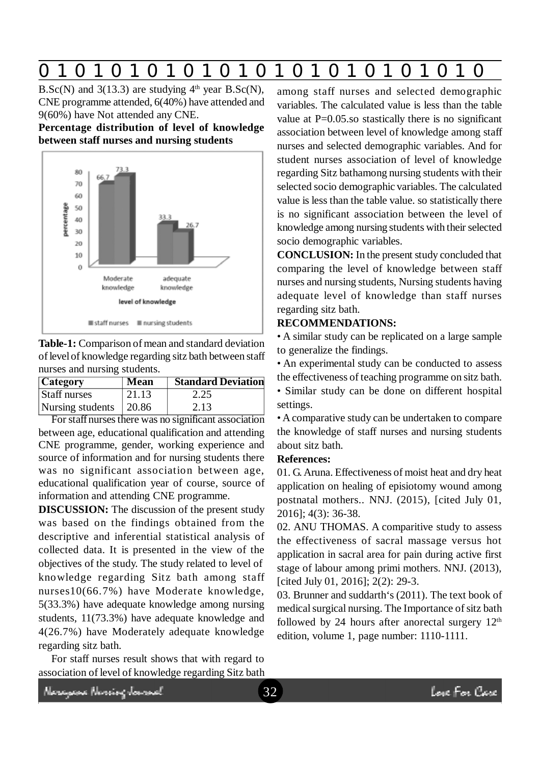B.Sc(N) and 3(13.3) are studying 4th year B.Sc(N), CNE programme attended, 6(40%) have attended and 9(60%) have Not attended any CNE.

**Percentage distribution of level of knowledge between staff nurses and nursing students**

80
70
60
50
40
30
20
10
0
percentage
66.7
73.3
33.3
26.7
Moderate knowledge
adequate knowledge
level of knowledge
staff nurses
nursing students

**Table-1:** Comparison of mean and standard deviation of level of knowledge regarding sitz bath between staff nurses and nursing students.

| Category | Mean | Standard Deviation |
|---|---|---|
| Staff nurses | 21.13 | 2.25 |
| Nursing students | 20.86 | 2.13 |

For staff nurses there was no significant association between age, educational qualification and attending CNE programme, gender, working experience and source of information and for nursing students there was no significant association between age, educational qualification year of course, source of information and attending CNE programme.

**DISCUSSION:** The discussion of the present study was based on the findings obtained from the descriptive and inferential statistical analysis of collected data. It is presented in the view of the objectives of the study. The study related to level of knowledge regarding Sitz bath among staff nurses10(66.7%) have Moderate knowledge, 5(33.3%) have adequate knowledge among nursing students, 11(73.3%) have adequate knowledge and 4(26.7%) have Moderately adequate knowledge regarding sitz bath.

For staff nurses result shows that with regard to association of level of knowledge regarding Sitz bath among staff nurses and selected demographic variables. The calculated value is less than the table value at P=0.05.so stastically there is no significant association between level of knowledge among staff nurses and selected demographic variables. And for student nurses association of level of knowledge regarding Sitz bathamong nursing students with their selected socio demographic variables. The calculated value is less than the table value. so statistically there is no significant association between the level of knowledge among nursing students with their selected socio demographic variables.

**CONCLUSION:** In the present study concluded that comparing the level of knowledge between staff nurses and nursing students, Nursing students having adequate level of knowledge than staff nurses regarding sitz bath.

**RECOMMENDATIONS:**

- A similar study can be replicated on a large sample to generalize the findings.
- An experimental study can be conducted to assess the effectiveness of teaching programme on sitz bath.
- Similar study can be done on different hospital settings.
- A comparative study can be undertaken to compare the knowledge of staff nurses and nursing students about sitz bath.

**References:**

01. G. Aruna. Effectiveness of moist heat and dry heat application on healing of episiotomy wound among postnatal mothers.. NNJ. (2015), [cited July 01, 2016]; 4(3): 36-38.

02. ANU THOMAS. A comparitive study to assess the effectiveness of sacral massage versus hot application in sacral area for pain during active first stage of labour among primi mothers. NNJ. (2013), [cited July 01, 2016]; 2(2): 29-3.

03. Brunner and suddarth's (2011). The text book of medical surgical nursing. The Importance of sitz bath followed by 24 hours after anorectal surgery 12th edition, volume 1, page number: 1110-1111.